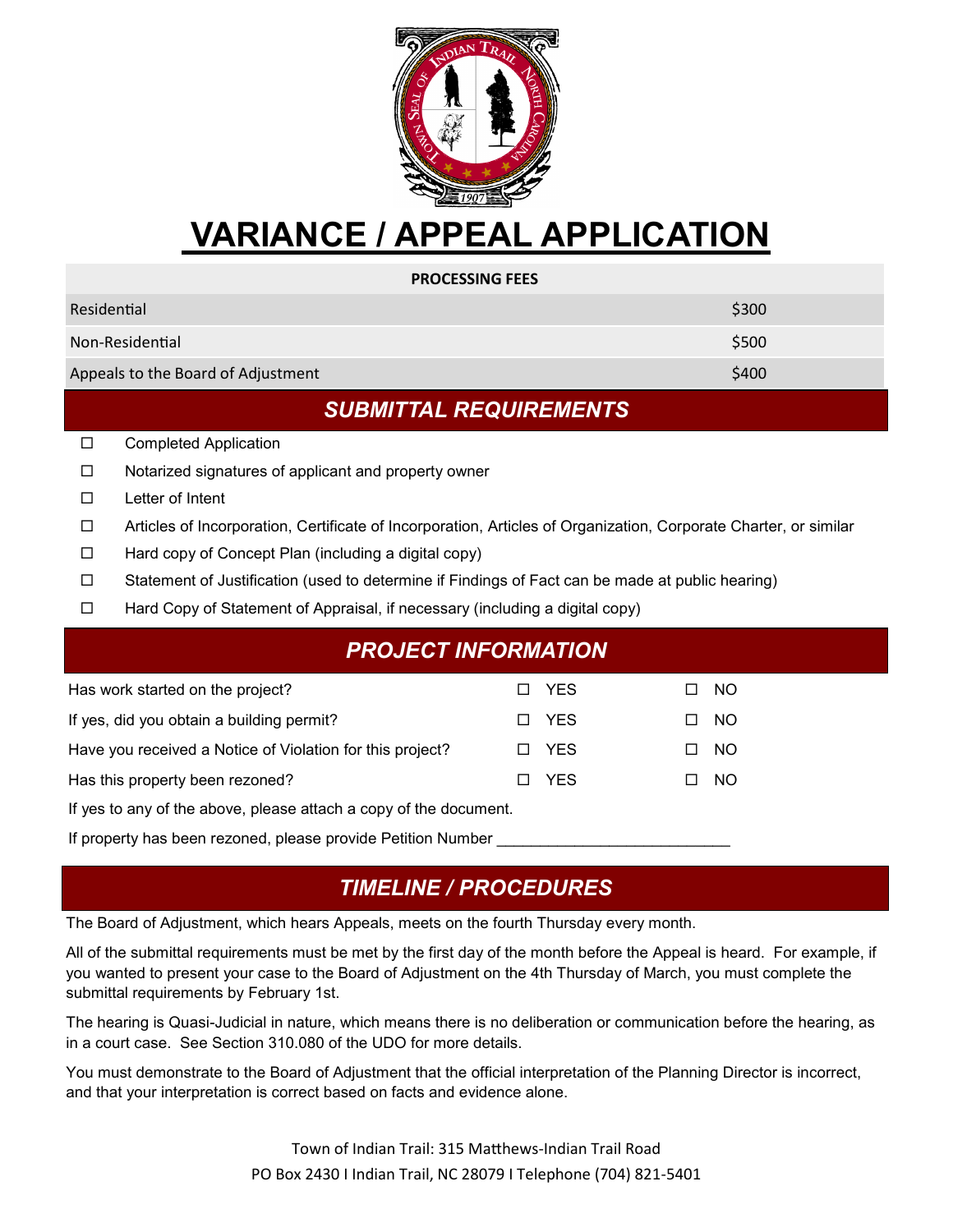# VARIANCE / APPEAL APPLICATION

| PROCESSING FEES | |
|---|---|
| Residential | $300 |
| Non-Residential | $500 |
| Appeals to the Board of Adjustment | $400 |

## *SUBMITTAL REQUIREMENTS*

- ☐ Completed Application
- ☐ Notarized signatures of applicant and property owner
- ☐ Letter of Intent
- ☐ Articles of Incorporation, Certificate of Incorporation, Articles of Organization, Corporate Charter, or similar
- ☐ Hard copy of Concept Plan (including a digital copy)
- ☐ Statement of Justification (used to determine if Findings of Fact can be made at public hearing)
- ☐ Hard Copy of Statement of Appraisal, if necessary (including a digital copy)

## *PROJECT INFORMATION*

| | | |
|---|---|---|
| Has work started on the project? | ☐ YES | ☐ NO |
| If yes, did you obtain a building permit? | ☐ YES | ☐ NO |
| Have you received a Notice of Violation for this project? | ☐ YES | ☐ NO |
| Has this property been rezoned? | ☐ YES | ☐ NO |

If yes to any of the above, please attach a copy of the document.

If property has been rezoned, please provide Petition Number ___________________________

## *TIMELINE / PROCEDURES*

The Board of Adjustment, which hears Appeals, meets on the fourth Thursday every month.

All of the submittal requirements must be met by the first day of the month before the Appeal is heard. For example, if you wanted to present your case to the Board of Adjustment on the 4th Thursday of March, you must complete the submittal requirements by February 1st.

The hearing is Quasi-Judicial in nature, which means there is no deliberation or communication before the hearing, as in a court case. See Section 310.080 of the UDO for more details.

You must demonstrate to the Board of Adjustment that the official interpretation of the Planning Director is incorrect, and that your interpretation is correct based on facts and evidence alone.

Town of Indian Trail: 315 Matthews-Indian Trail Road

PO Box 2430 I Indian Trail, NC 28079 I Telephone (704) 821-5401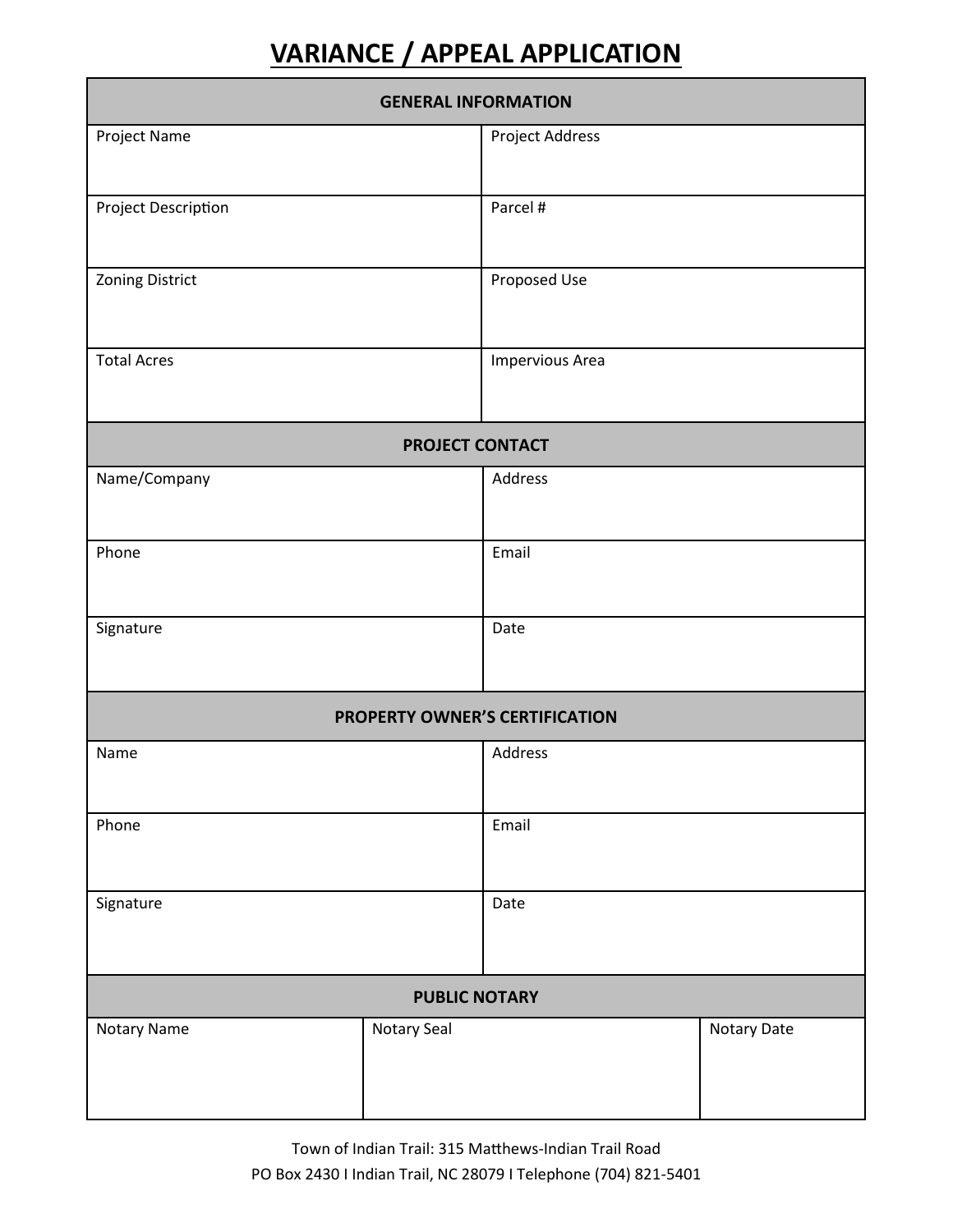# VARIANCE / APPEAL APPLICATION

| GENERAL INFORMATION | |
|---|---|
| Project Name | Project Address |
| Project Description | Parcel # |
| Zoning District | Proposed Use |
| Total Acres | Impervious Area |

| PROJECT CONTACT | |
|---|---|
| Name/Company | Address |
| Phone | Email |
| Signature | Date |

| PROPERTY OWNER'S CERTIFICATION | |
|---|---|
| Name | Address |
| Phone | Email |
| Signature | Date |

| PUBLIC NOTARY | | |
|---|---|---|
| Notary Name | Notary Seal | Notary Date |

Town of Indian Trail: 315 Matthews-Indian Trail Road
PO Box 2430 I Indian Trail, NC 28079 I Telephone (704) 821-5401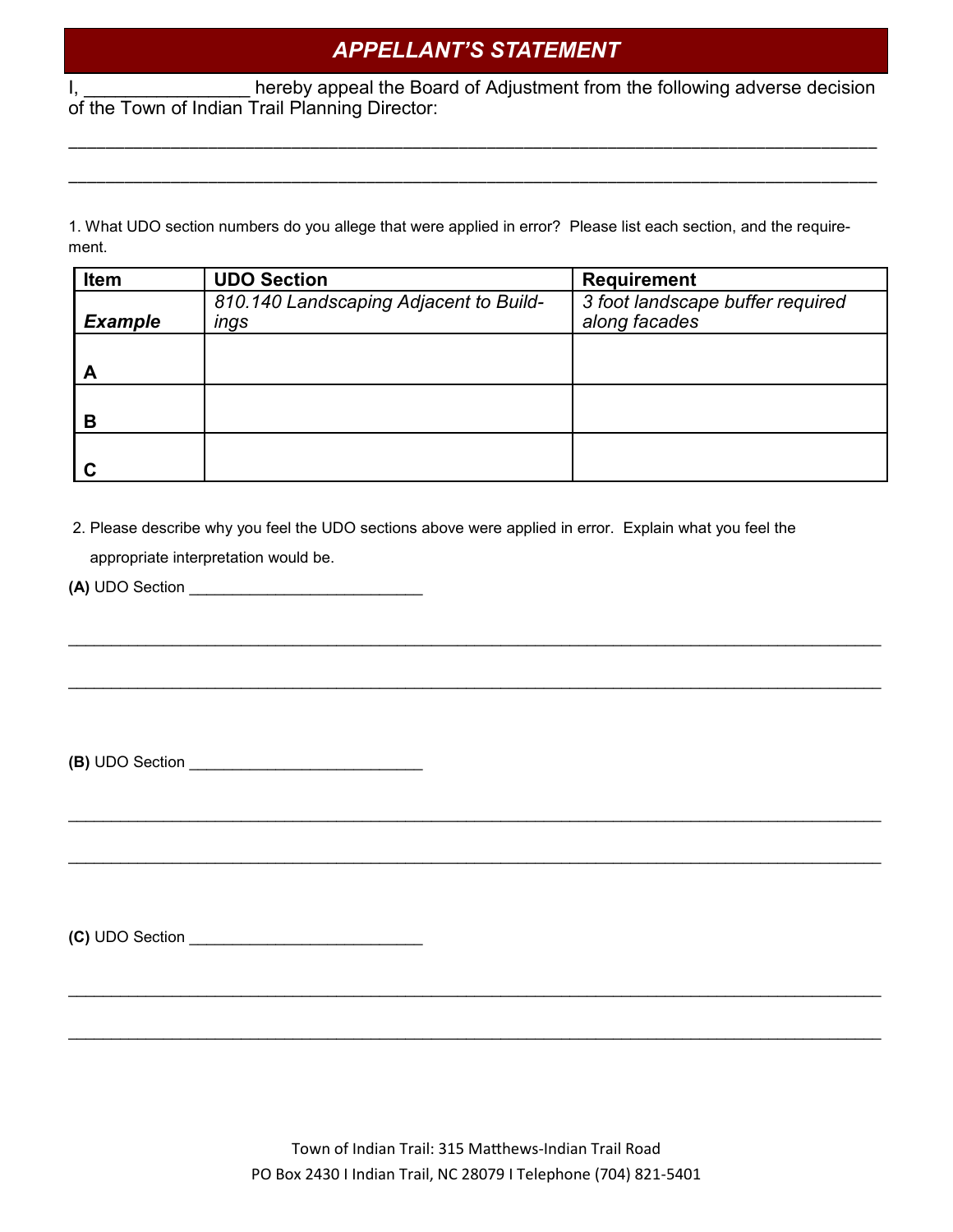# APPELLANT'S STATEMENT

I, ________________ hereby appeal the Board of Adjustment from the following adverse decision of the Town of Indian Trail Planning Director:

_______________________________________________________________________________

_______________________________________________________________________________

1. What UDO section numbers do you allege that were applied in error? Please list each section, and the requirement.

| Item | UDO Section | Requirement |
|---|---|---|
| ***Example*** | *810.140 Landscaping Adjacent to Buildings* | *3 foot landscape buffer required along facades* |
| **A** | | |
| **B** | | |
| **C** | | |

2. Please describe why you feel the UDO sections above were applied in error. Explain what you feel the appropriate interpretation would be.

**(A)** UDO Section ___________________________

_______________________________________________________________________________

_______________________________________________________________________________

**(B)** UDO Section ___________________________

_______________________________________________________________________________

_______________________________________________________________________________

**(C)** UDO Section ___________________________

_______________________________________________________________________________

_______________________________________________________________________________

Town of Indian Trail: 315 Matthews-Indian Trail Road

PO Box 2430 I Indian Trail, NC 28079 I Telephone (704) 821-5401